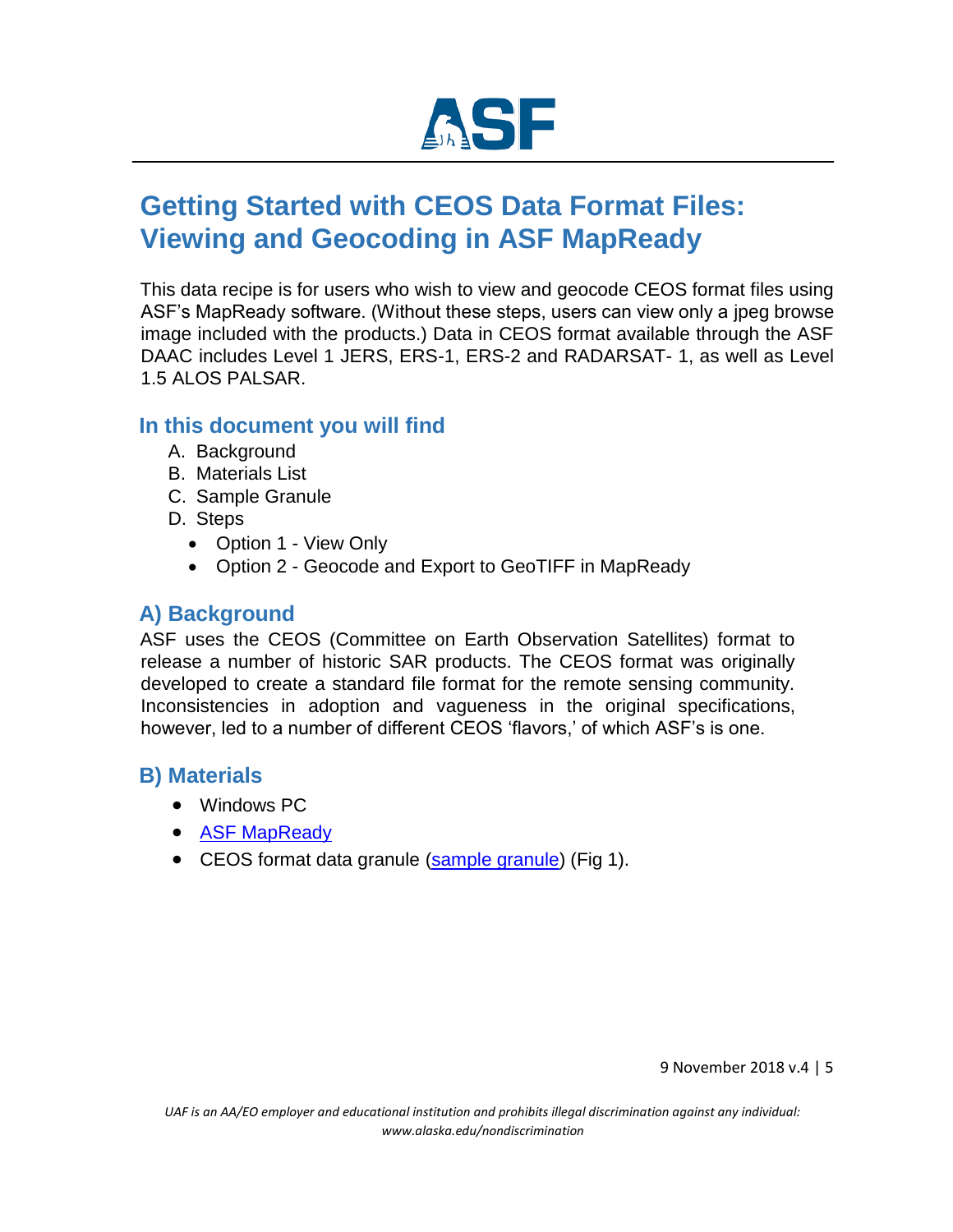# Getting Started with CEOS Data Format Files: Viewing and Geocoding in ASF MapReady

This data recipe is for users who wish to view and geocode CEOS format files using ASF's MapReady software. (Without these steps, users can view only a jpeg browse image included with the products.) Data in CEOS format available through the ASF DAAC includes Level 1 JERS, ERS-1, ERS-2 and RADARSAT- 1, as well as Level 1.5 ALOS PALSAR.

## In this document you will find

A. Background
B. Materials List
C. Sample Granule
D. Steps
  - Option 1 - View Only
  - Option 2 - Geocode and Export to GeoTIFF in MapReady

## A) Background

ASF uses the CEOS (Committee on Earth Observation Satellites) format to release a number of historic SAR products. The CEOS format was originally developed to create a standard file format for the remote sensing community. Inconsistencies in adoption and vagueness in the original specifications, however, led to a number of different CEOS 'flavors,' of which ASF's is one.

## B) Materials

- Windows PC
- ASF MapReady
- CEOS format data granule (sample granule) (Fig 1).

*UAF is an AA/EO employer and educational institution and prohibits illegal discrimination against any individual: www.alaska.edu/nondiscrimination*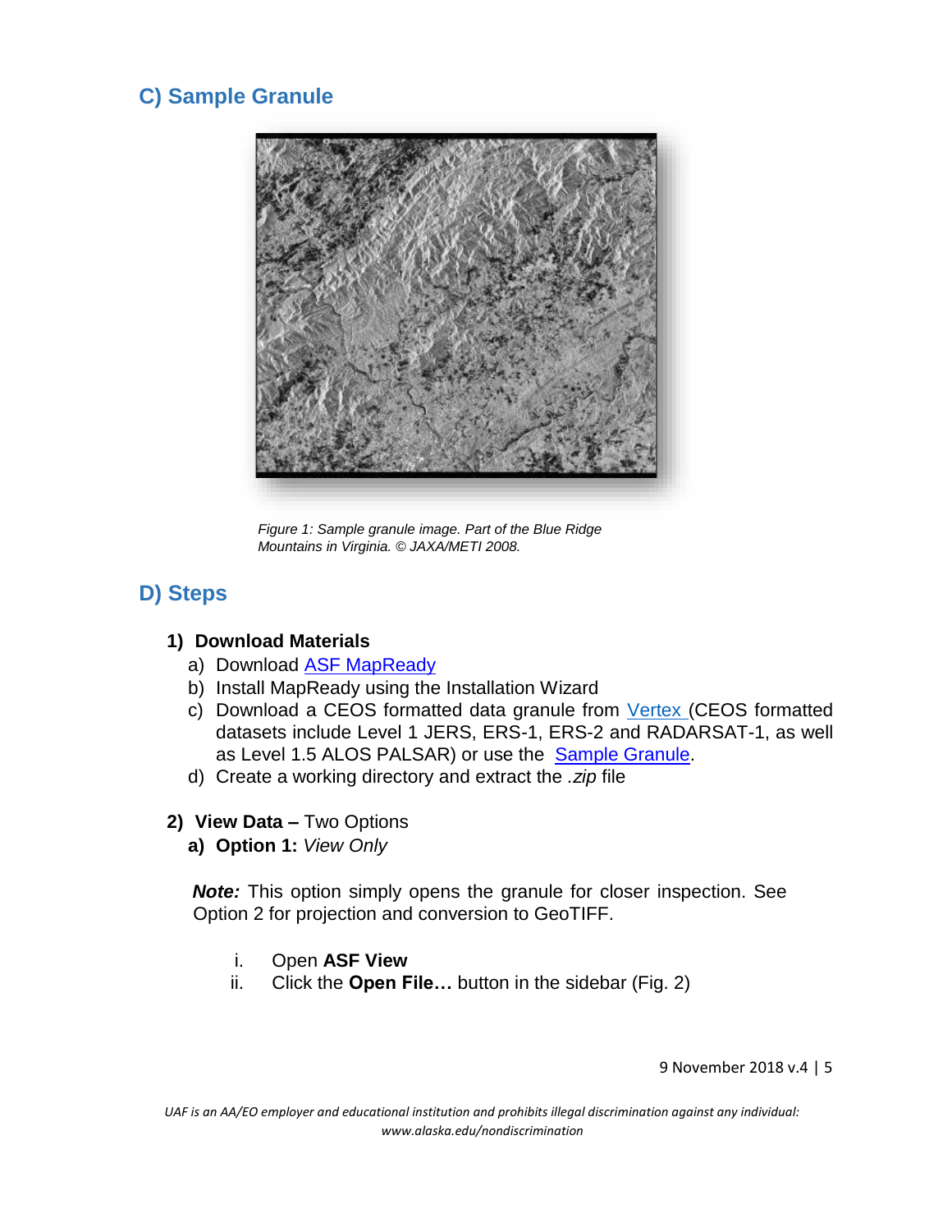## C) Sample Granule

*Figure 1: Sample granule image. Part of the Blue Ridge Mountains in Virginia. © JAXA/METI 2008.*

## D) Steps

### 1) Download Materials

a) Download ASF MapReady
b) Install MapReady using the Installation Wizard
c) Download a CEOS formatted data granule from Vertex (CEOS formatted datasets include Level 1 JERS, ERS-1, ERS-2 and RADARSAT-1, as well as Level 1.5 ALOS PALSAR) or use the Sample Granule.
d) Create a working directory and extract the *.zip* file

### 2) View Data – Two Options

**a) Option 1:** *View Only*

***Note:*** This option simply opens the granule for closer inspection. See Option 2 for projection and conversion to GeoTIFF.

i. Open **ASF View**
ii. Click the **Open File…** button in the sidebar (Fig. 2)

*UAF is an AA/EO employer and educational institution and prohibits illegal discrimination against any individual: www.alaska.edu/nondiscrimination*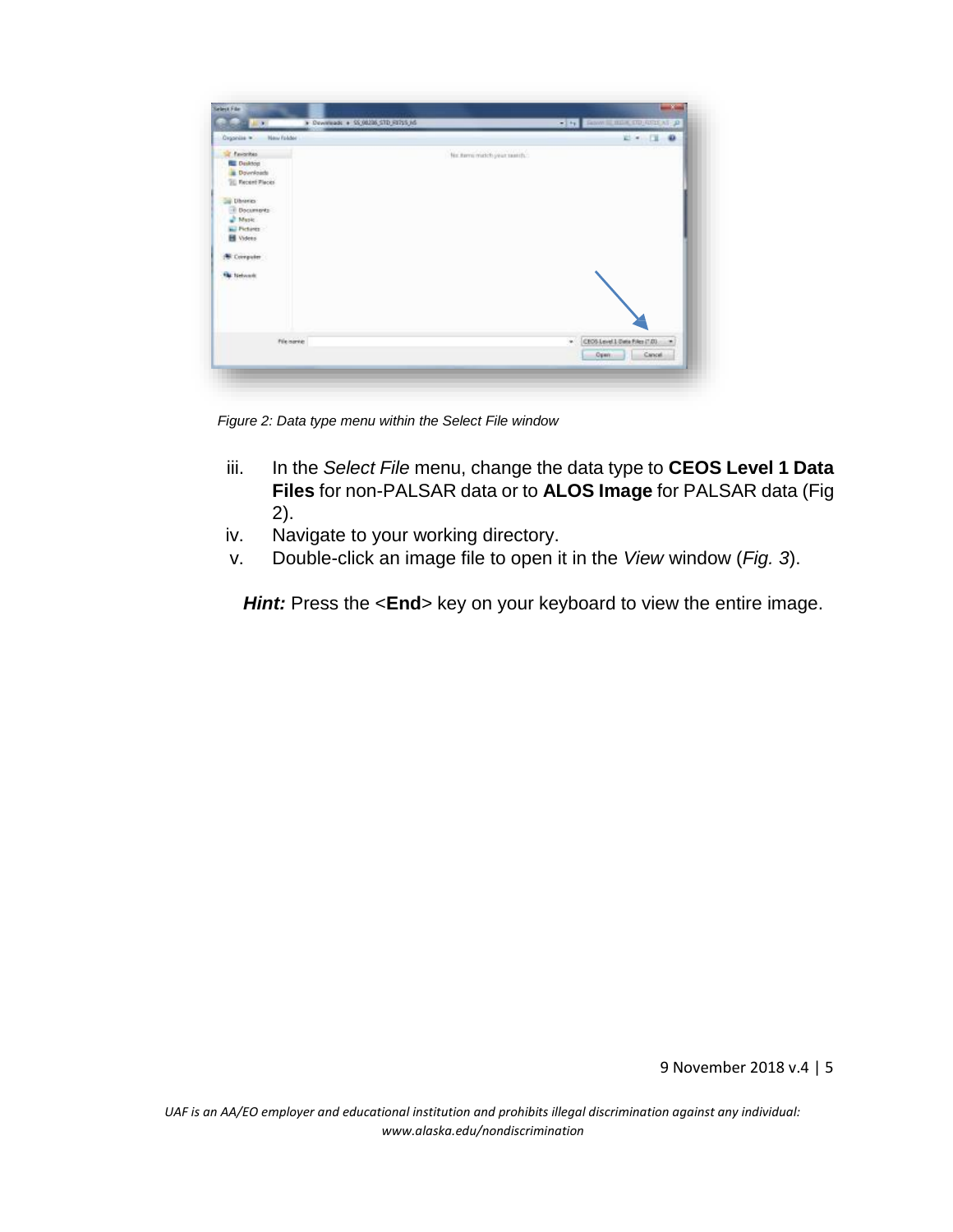*Figure 2: Data type menu within the Select File window*

iii. In the *Select File* menu, change the data type to **CEOS Level 1 Data Files** for non-PALSAR data or to **ALOS Image** for PALSAR data (Fig 2).

iv. Navigate to your working directory.

v. Double-click an image file to open it in the *View* window (*Fig. 3*).

***Hint:*** Press the <**End**> key on your keyboard to view the entire image.

*UAF is an AA/EO employer and educational institution and prohibits illegal discrimination against any individual: www.alaska.edu/nondiscrimination*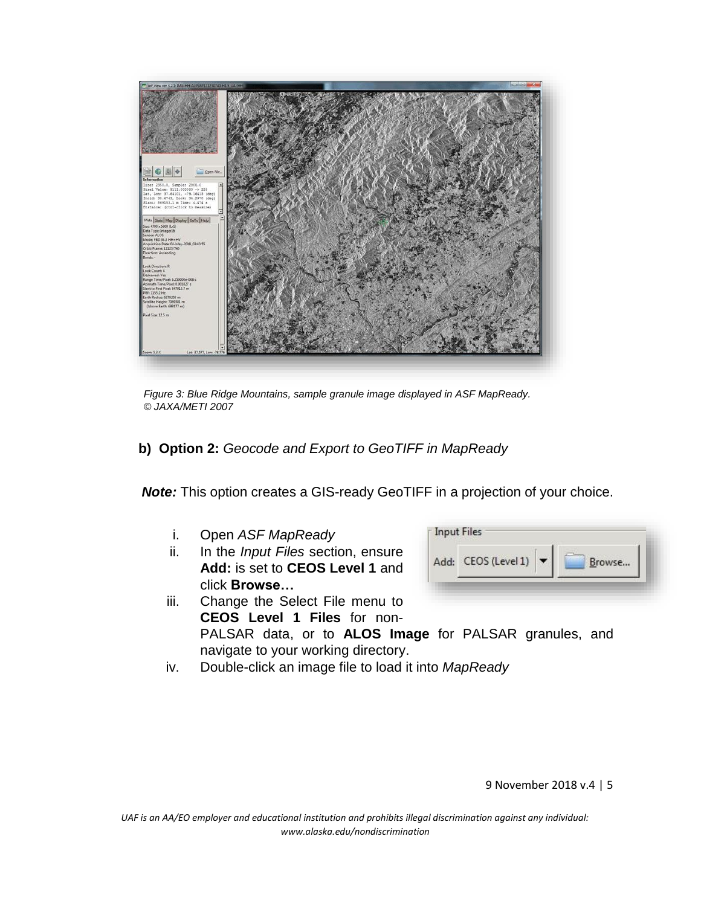Figure 3: Blue Ridge Mountains, sample granule image displayed in ASF MapReady. © JAXA/METI 2007

**b) Option 2:** *Geocode and Export to GeoTIFF in MapReady*

***Note:*** This option creates a GIS-ready GeoTIFF in a projection of your choice.

i. Open *ASF MapReady*

ii. In the *Input Files* section, ensure **Add:** is set to **CEOS Level 1** and click **Browse…**

iii. Change the Select File menu to **CEOS Level 1 Files** for non-PALSAR data, or to **ALOS Image** for PALSAR granules, and navigate to your working directory.

iv. Double-click an image file to load it into *MapReady*

UAF is an AA/EO employer and educational institution and prohibits illegal discrimination against any individual: www.alaska.edu/nondiscrimination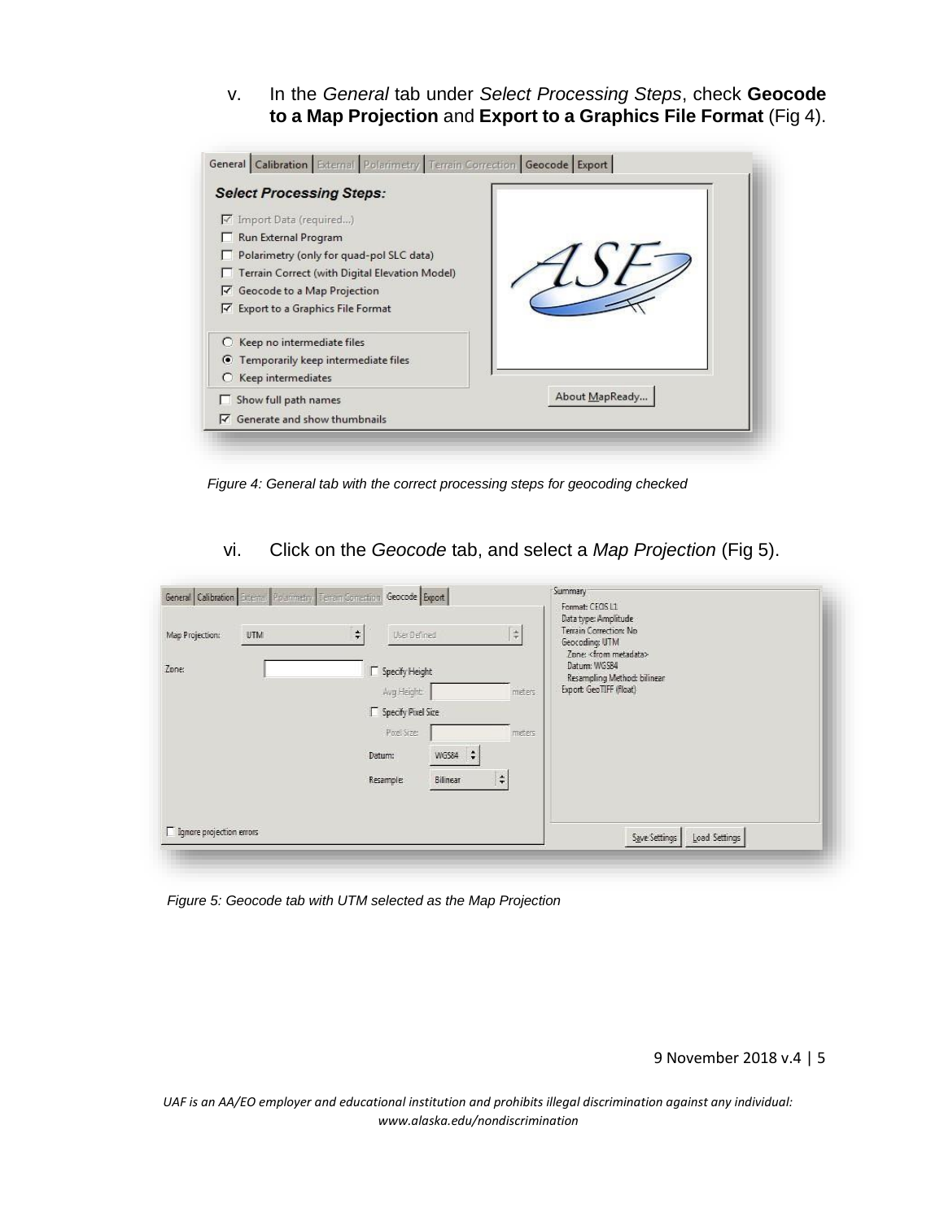v. In the *General* tab under *Select Processing Steps*, check **Geocode to a Map Projection** and **Export to a Graphics File Format** (Fig 4).

*Figure 4: General tab with the correct processing steps for geocoding checked*

vi. Click on the *Geocode* tab, and select a *Map Projection* (Fig 5).

*Figure 5: Geocode tab with UTM selected as the Map Projection*

*UAF is an AA/EO employer and educational institution and prohibits illegal discrimination against any individual: www.alaska.edu/nondiscrimination*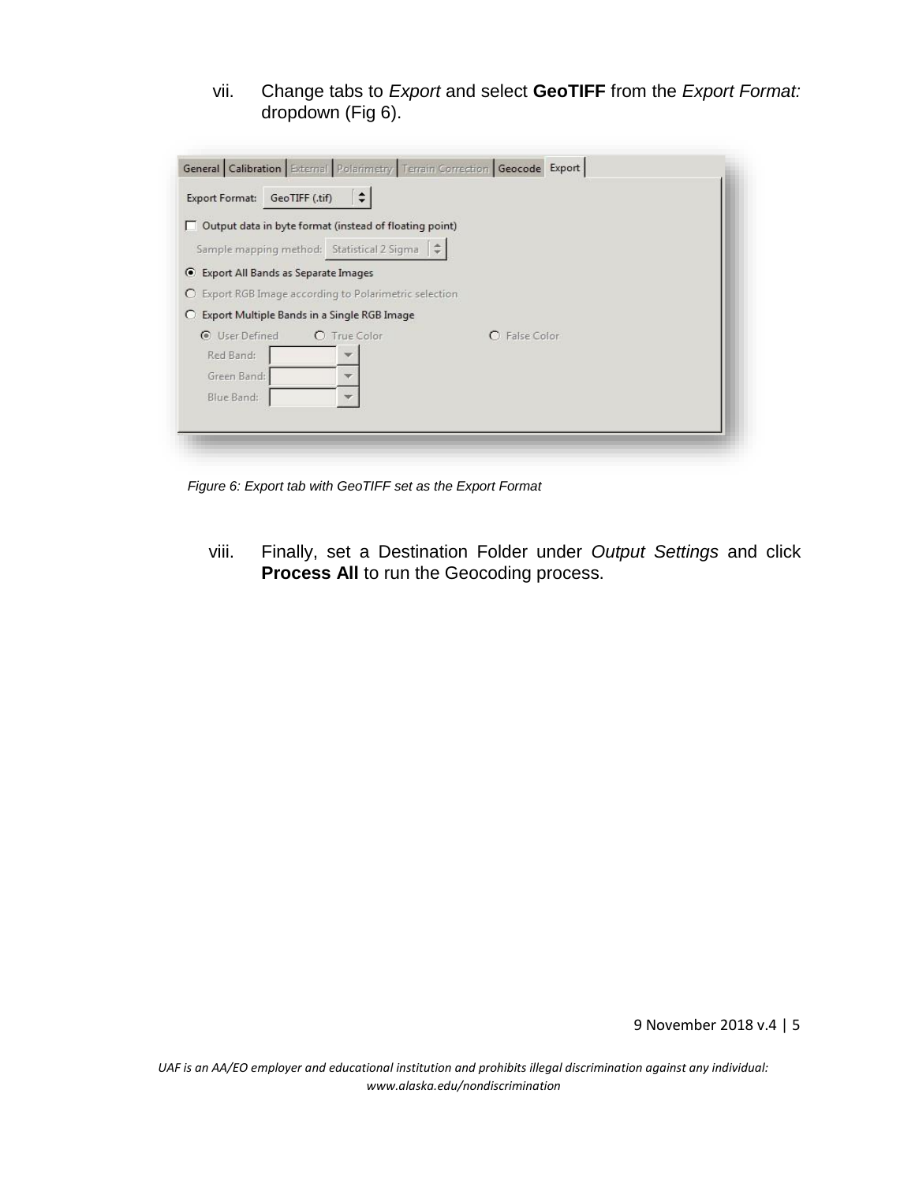vii. Change tabs to *Export* and select **GeoTIFF** from the *Export Format:* dropdown (Fig 6).

*Figure 6: Export tab with GeoTIFF set as the Export Format*

viii. Finally, set a Destination Folder under *Output Settings* and click **Process All** to run the Geocoding process.

*UAF is an AA/EO employer and educational institution and prohibits illegal discrimination against any individual: www.alaska.edu/nondiscrimination*